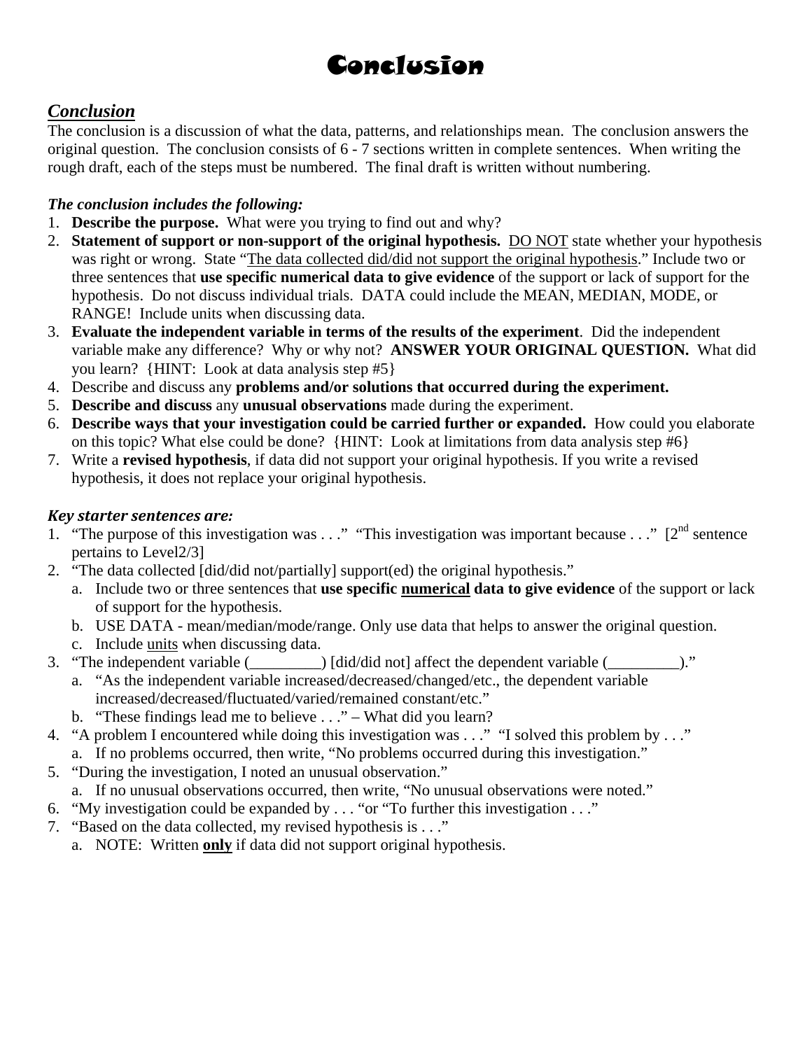# Conclusion

## *Conclusion*

The conclusion is a discussion of what the data, patterns, and relationships mean. The conclusion answers the original question. The conclusion consists of 6 - 7 sections written in complete sentences. When writing the rough draft, each of the steps must be numbered. The final draft is written without numbering.

***The conclusion includes the following:***

1. **Describe the purpose.** What were you trying to find out and why?
2. **Statement of support or non-support of the original hypothesis.** <u>DO NOT</u> state whether your hypothesis was right or wrong. State "<u>The data collected did/did not support the original hypothesis</u>." Include two or three sentences that **use specific numerical data to give evidence** of the support or lack of support for the hypothesis. Do not discuss individual trials. DATA could include the MEAN, MEDIAN, MODE, or RANGE! Include units when discussing data.
3. **Evaluate the independent variable in terms of the results of the experiment**. Did the independent variable make any difference? Why or why not? **ANSWER YOUR ORIGINAL QUESTION.** What did you learn? {HINT: Look at data analysis step #5}
4. Describe and discuss any **problems and/or solutions that occurred during the experiment.**
5. **Describe and discuss** any **unusual observations** made during the experiment.
6. **Describe ways that your investigation could be carried further or expanded.** How could you elaborate on this topic? What else could be done? {HINT: Look at limitations from data analysis step #6}
7. Write a **revised hypothesis**, if data did not support your original hypothesis. If you write a revised hypothesis, it does not replace your original hypothesis.

***Key starter sentences are:***

1. "The purpose of this investigation was . . ." "This investigation was important because . . ." [2nd sentence pertains to Level2/3]
2. "The data collected [did/did not/partially] support(ed) the original hypothesis."
   a. Include two or three sentences that **use specific <u>numerical</u> data to give evidence** of the support or lack of support for the hypothesis.
   b. USE DATA - mean/median/mode/range. Only use data that helps to answer the original question.
   c. Include <u>units</u> when discussing data.
3. "The independent variable (_________) [did/did not] affect the dependent variable (_________)."
   a. "As the independent variable increased/decreased/changed/etc., the dependent variable increased/decreased/fluctuated/varied/remained constant/etc."
   b. "These findings lead me to believe . . ." – What did you learn?
4. "A problem I encountered while doing this investigation was . . ." "I solved this problem by . . ."
   a. If no problems occurred, then write, "No problems occurred during this investigation."
5. "During the investigation, I noted an unusual observation."
   a. If no unusual observations occurred, then write, "No unusual observations were noted."
6. "My investigation could be expanded by . . . "or "To further this investigation . . ."
7. "Based on the data collected, my revised hypothesis is . . ."
   a. NOTE: Written **<u>only</u>** if data did not support original hypothesis.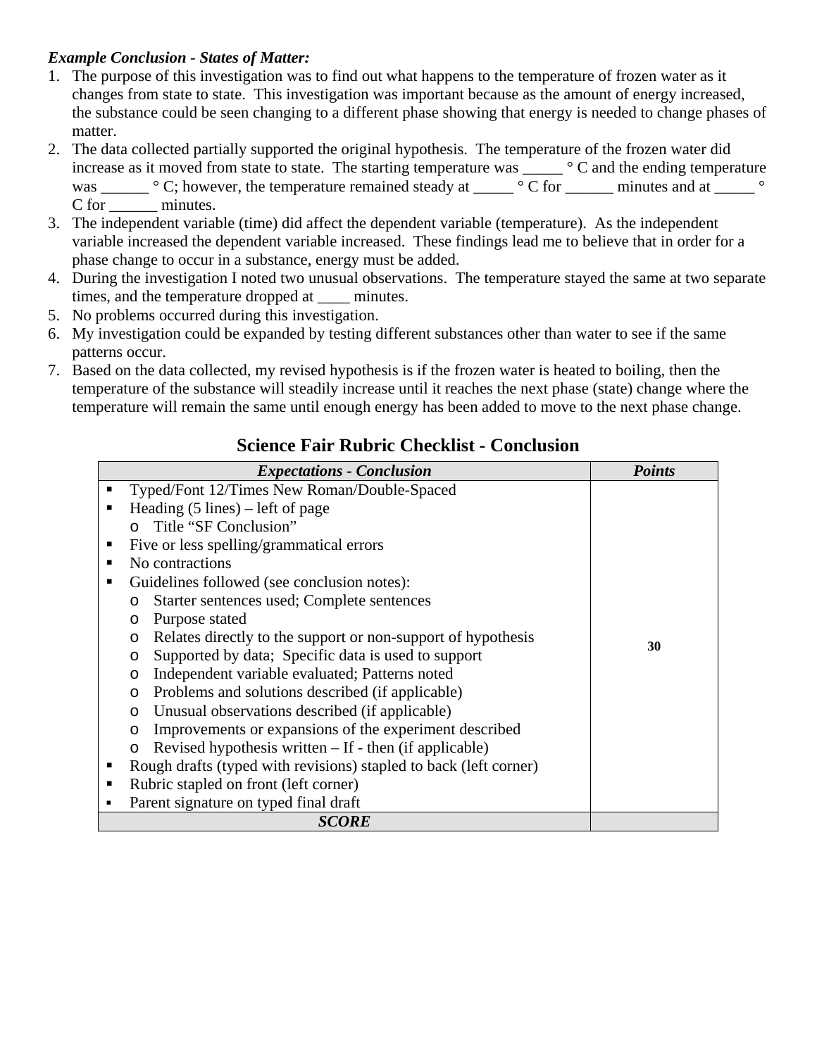***Example Conclusion - States of Matter:***

1. The purpose of this investigation was to find out what happens to the temperature of frozen water as it changes from state to state. This investigation was important because as the amount of energy increased, the substance could be seen changing to a different phase showing that energy is needed to change phases of matter.
2. The data collected partially supported the original hypothesis. The temperature of the frozen water did increase as it moved from state to state. The starting temperature was _____ ° C and the ending temperature was ______ ° C; however, the temperature remained steady at _____ ° C for ______ minutes and at _____ ° C for ______ minutes.
3. The independent variable (time) did affect the dependent variable (temperature). As the independent variable increased the dependent variable increased. These findings lead me to believe that in order for a phase change to occur in a substance, energy must be added.
4. During the investigation I noted two unusual observations. The temperature stayed the same at two separate times, and the temperature dropped at ____ minutes.
5. No problems occurred during this investigation.
6. My investigation could be expanded by testing different substances other than water to see if the same patterns occur.
7. Based on the data collected, my revised hypothesis is if the frozen water is heated to boiling, then the temperature of the substance will steadily increase until it reaches the next phase (state) change where the temperature will remain the same until enough energy has been added to move to the next phase change.

## Science Fair Rubric Checklist - Conclusion

| ***Expectations - Conclusion*** | ***Points*** |
|---|---|
| ▪ Typed/Font 12/Times New Roman/Double-Spaced<br>▪ Heading (5 lines) – left of page<br>o Title "SF Conclusion"<br>▪ Five or less spelling/grammatical errors<br>▪ No contractions<br>▪ Guidelines followed (see conclusion notes):<br>o Starter sentences used; Complete sentences<br>o Purpose stated<br>o Relates directly to the support or non-support of hypothesis<br>o Supported by data; Specific data is used to support<br>o Independent variable evaluated; Patterns noted<br>o Problems and solutions described (if applicable)<br>o Unusual observations described (if applicable)<br>o Improvements or expansions of the experiment described<br>o Revised hypothesis written – If - then (if applicable)<br>▪ Rough drafts (typed with revisions) stapled to back (left corner)<br>▪ Rubric stapled on front (left corner)<br>▪ Parent signature on typed final draft | **30** |
| ***SCORE*** | |